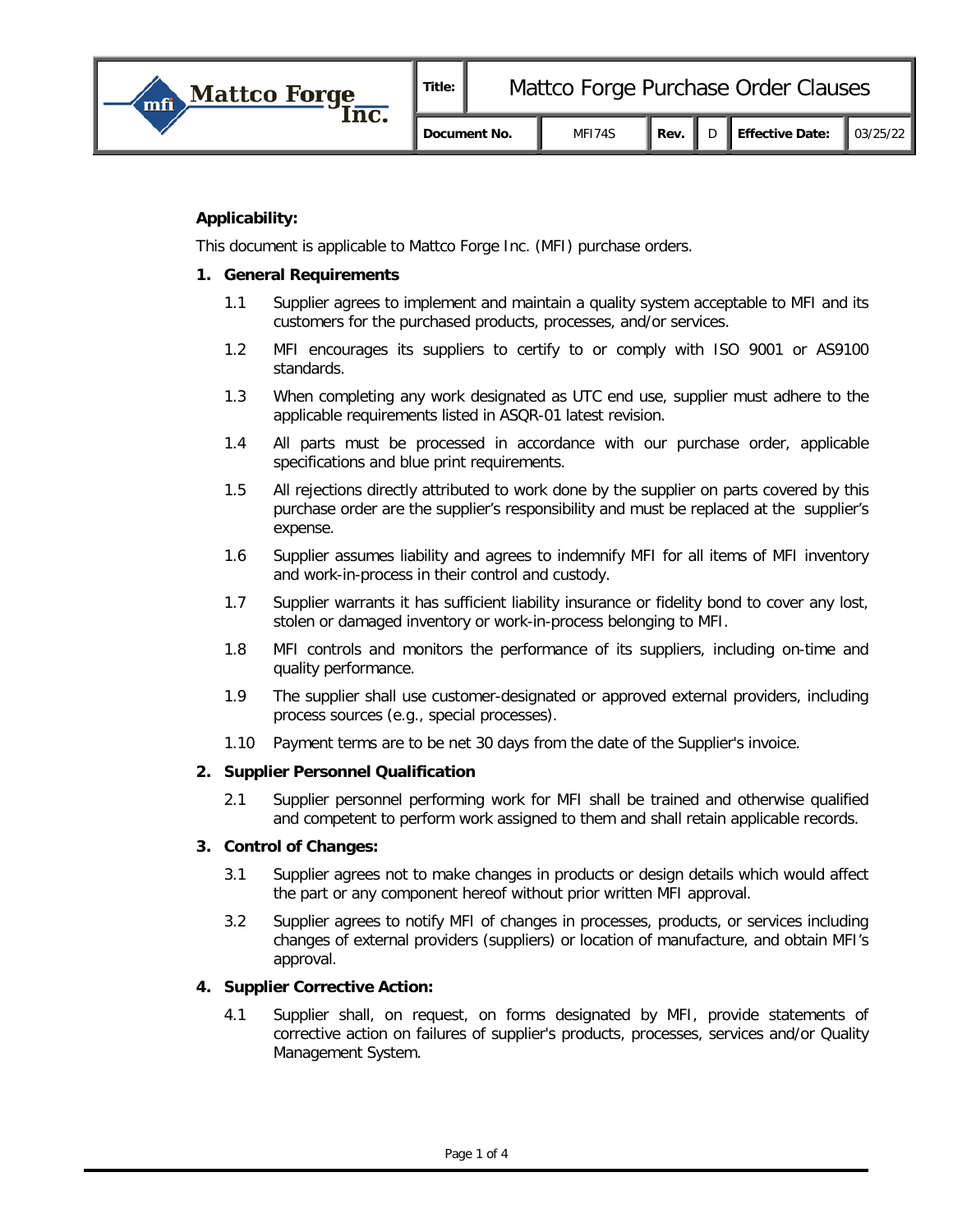| Mattco Forge Inc. | Title: | Mattco Forge Purchase Order Clauses | | | | | |
|---|---|---|---|---|---|---|---|
| | Document No. | MFI74S | Rev. | D | Effective Date: | 03/25/22 | |

**Applicability:**

This document is applicable to Mattco Forge Inc. (MFI) purchase orders.

**1. General Requirements**

1.1 Supplier agrees to implement and maintain a quality system acceptable to MFI and its customers for the purchased products, processes, and/or services.

1.2 MFI encourages its suppliers to certify to or comply with ISO 9001 or AS9100 standards.

1.3 When completing any work designated as UTC end use, supplier must adhere to the applicable requirements listed in ASQR-01 latest revision.

1.4 All parts must be processed in accordance with our purchase order, applicable specifications and blue print requirements.

1.5 All rejections directly attributed to work done by the supplier on parts covered by this purchase order are the supplier's responsibility and must be replaced at the supplier's expense.

1.6 Supplier assumes liability and agrees to indemnify MFI for all items of MFI inventory and work-in-process in their control and custody.

1.7 Supplier warrants it has sufficient liability insurance or fidelity bond to cover any lost, stolen or damaged inventory or work-in-process belonging to MFI.

1.8 MFI controls and monitors the performance of its suppliers, including on-time and quality performance.

1.9 The supplier shall use customer-designated or approved external providers, including process sources (e.g., special processes).

1.10 Payment terms are to be net 30 days from the date of the Supplier's invoice.

**2. Supplier Personnel Qualification**

2.1 Supplier personnel performing work for MFI shall be trained and otherwise qualified and competent to perform work assigned to them and shall retain applicable records.

**3. Control of Changes:**

3.1 Supplier agrees not to make changes in products or design details which would affect the part or any component hereof without prior written MFI approval.

3.2 Supplier agrees to notify MFI of changes in processes, products, or services including changes of external providers (suppliers) or location of manufacture, and obtain MFI's approval.

**4. Supplier Corrective Action:**

4.1 Supplier shall, on request, on forms designated by MFI, provide statements of corrective action on failures of supplier's products, processes, services and/or Quality Management System.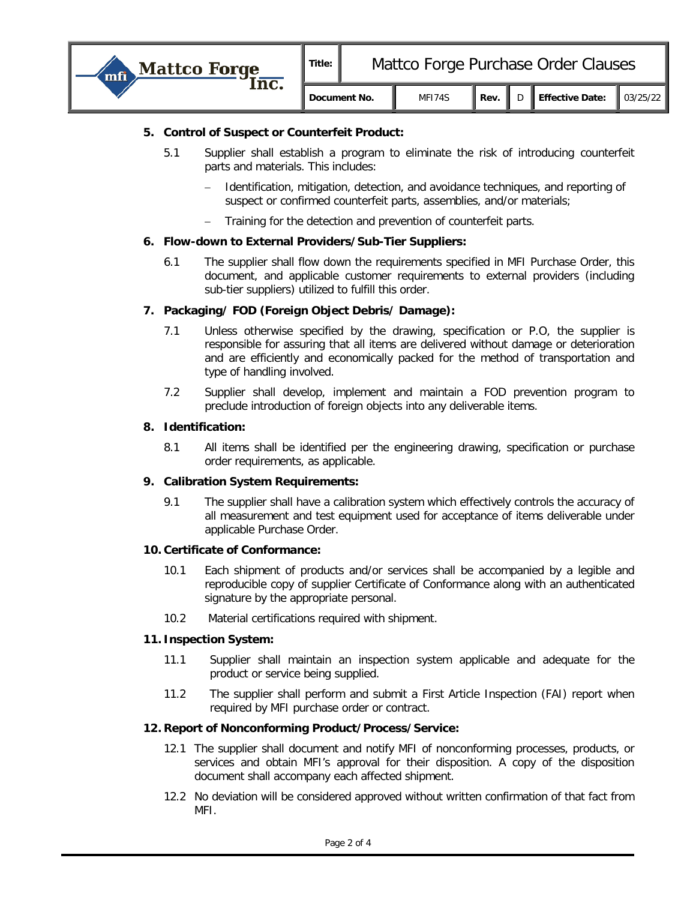## 5. Control of Suspect or Counterfeit Product:

5.1 Supplier shall establish a program to eliminate the risk of introducing counterfeit parts and materials. This includes:

- Identification, mitigation, detection, and avoidance techniques, and reporting of suspect or confirmed counterfeit parts, assemblies, and/or materials;
- Training for the detection and prevention of counterfeit parts.

## 6. Flow-down to External Providers/Sub-Tier Suppliers:

6.1 The supplier shall flow down the requirements specified in MFI Purchase Order, this document, and applicable customer requirements to external providers (including sub-tier suppliers) utilized to fulfill this order.

## 7. Packaging/ FOD (Foreign Object Debris/ Damage):

7.1 Unless otherwise specified by the drawing, specification or P.O, the supplier is responsible for assuring that all items are delivered without damage or deterioration and are efficiently and economically packed for the method of transportation and type of handling involved.

7.2 Supplier shall develop, implement and maintain a FOD prevention program to preclude introduction of foreign objects into any deliverable items.

## 8. Identification:

8.1 All items shall be identified per the engineering drawing, specification or purchase order requirements, as applicable.

## 9. Calibration System Requirements:

9.1 The supplier shall have a calibration system which effectively controls the accuracy of all measurement and test equipment used for acceptance of items deliverable under applicable Purchase Order.

## 10. Certificate of Conformance:

10.1 Each shipment of products and/or services shall be accompanied by a legible and reproducible copy of supplier Certificate of Conformance along with an authenticated signature by the appropriate personal.

10.2 Material certifications required with shipment.

## 11. Inspection System:

11.1 Supplier shall maintain an inspection system applicable and adequate for the product or service being supplied.

11.2 The supplier shall perform and submit a First Article Inspection (FAI) report when required by MFI purchase order or contract.

## 12. Report of Nonconforming Product/Process/Service:

12.1 The supplier shall document and notify MFI of nonconforming processes, products, or services and obtain MFI's approval for their disposition. A copy of the disposition document shall accompany each affected shipment.

12.2 No deviation will be considered approved without written confirmation of that fact from MFI.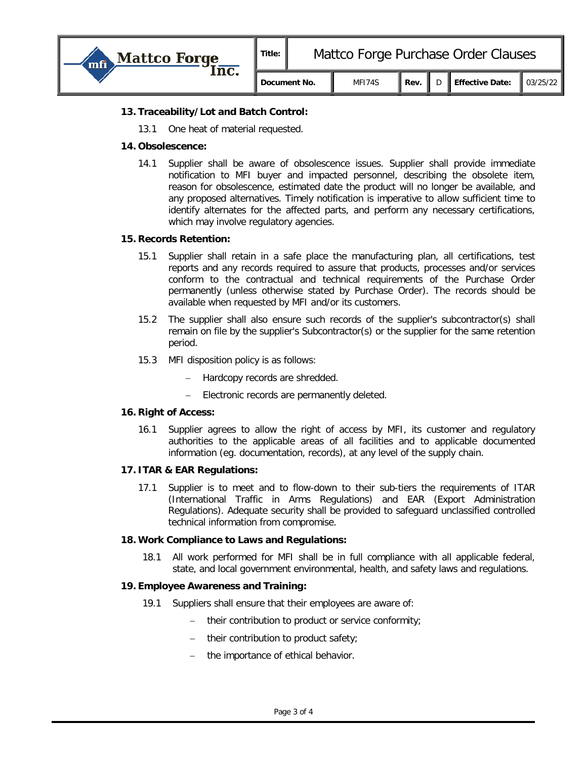## 13. Traceability/Lot and Batch Control:

13.1 One heat of material requested.

## 14. Obsolescence:

14.1 Supplier shall be aware of obsolescence issues. Supplier shall provide immediate notification to MFI buyer and impacted personnel, describing the obsolete item, reason for obsolescence, estimated date the product will no longer be available, and any proposed alternatives. Timely notification is imperative to allow sufficient time to identify alternates for the affected parts, and perform any necessary certifications, which may involve regulatory agencies.

## 15. Records Retention:

15.1 Supplier shall retain in a safe place the manufacturing plan, all certifications, test reports and any records required to assure that products, processes and/or services conform to the contractual and technical requirements of the Purchase Order permanently (unless otherwise stated by Purchase Order). The records should be available when requested by MFI and/or its customers.

15.2 The supplier shall also ensure such records of the supplier's subcontractor(s) shall remain on file by the supplier's Subcontractor(s) or the supplier for the same retention period.

15.3 MFI disposition policy is as follows:

- Hardcopy records are shredded.
- Electronic records are permanently deleted.

## 16. Right of Access:

16.1 Supplier agrees to allow the right of access by MFI, its customer and regulatory authorities to the applicable areas of all facilities and to applicable documented information (eg. documentation, records), at any level of the supply chain.

## 17. ITAR & EAR Regulations:

17.1 Supplier is to meet and to flow-down to their sub-tiers the requirements of ITAR (International Traffic in Arms Regulations) and EAR (Export Administration Regulations). Adequate security shall be provided to safeguard unclassified controlled technical information from compromise.

## 18. Work Compliance to Laws and Regulations:

18.1 All work performed for MFI shall be in full compliance with all applicable federal, state, and local government environmental, health, and safety laws and regulations.

## 19. Employee Awareness and Training:

19.1 Suppliers shall ensure that their employees are aware of:

- their contribution to product or service conformity;
- their contribution to product safety;
- the importance of ethical behavior.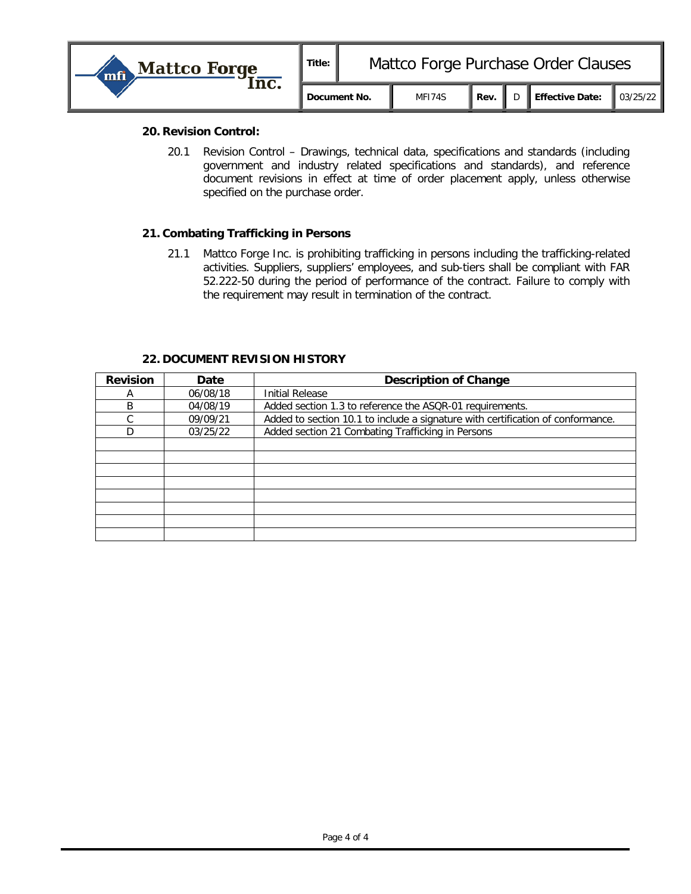## 20. Revision Control:

20.1 Revision Control – Drawings, technical data, specifications and standards (including government and industry related specifications and standards), and reference document revisions in effect at time of order placement apply, unless otherwise specified on the purchase order.

## 21. Combating Trafficking in Persons

21.1 Mattco Forge Inc. is prohibiting trafficking in persons including the trafficking-related activities. Suppliers, suppliers' employees, and sub-tiers shall be compliant with FAR 52.222-50 during the period of performance of the contract. Failure to comply with the requirement may result in termination of the contract.

## 22. DOCUMENT REVISION HISTORY

| Revision | Date | Description of Change |
|---|---|---|
| A | 06/08/18 | Initial Release |
| B | 04/08/19 | Added section 1.3 to reference the ASQR-01 requirements. |
| C | 09/09/21 | Added to section 10.1 to include a signature with certification of conformance. |
| D | 03/25/22 | Added section 21 Combating Trafficking in Persons |
| | | |
| | | |
| | | |
| | | |
| | | |
| | | |
| | | |
| | | |